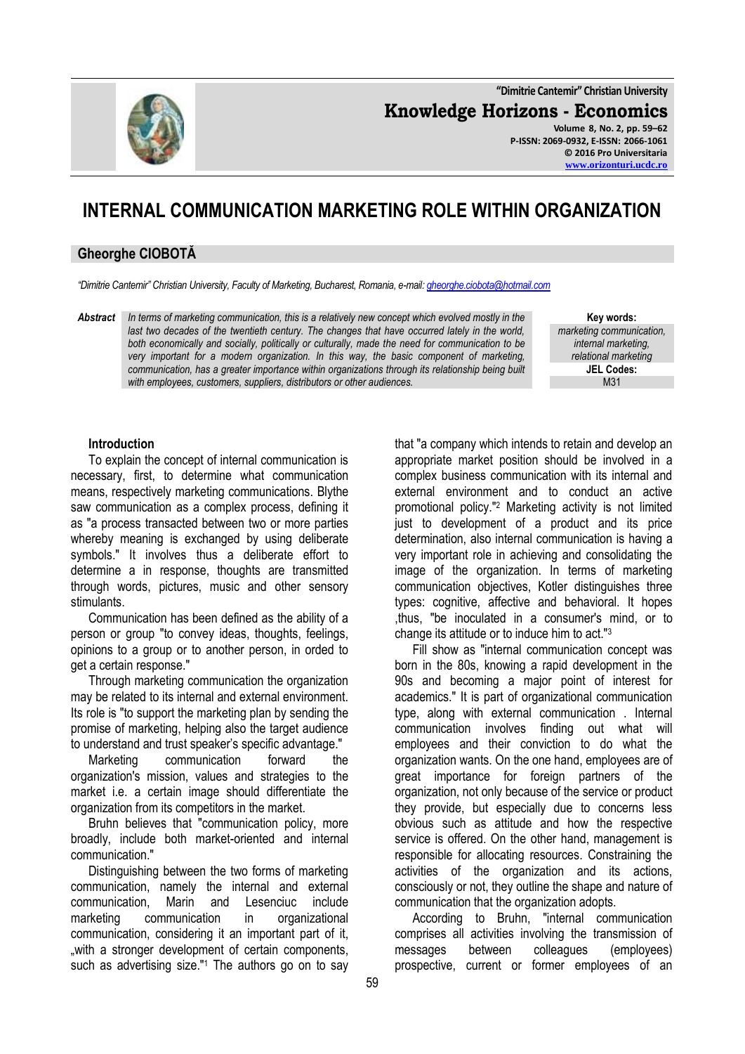# INTERNAL COMMUNICATION MARKETING ROLE WITHIN ORGANIZATION

## Gheorghe CIOBOTĂ

*"Dimitrie Cantemir" Christian University, Faculty of Marketing, Bucharest, Romania, e-mail: gheorghe.ciobota@hotmail.com*

***Abstract*** *In terms of marketing communication, this is a relatively new concept which evolved mostly in the last two decades of the twentieth century. The changes that have occurred lately in the world, both economically and socially, politically or culturally, made the need for communication to be very important for a modern organization. In this way, the basic component of marketing, communication, has a greater importance within organizations through its relationship being built with employees, customers, suppliers, distributors or other audiences.*

**Key words:**
*marketing communication, internal marketing, relational marketing*

**JEL Codes:**
M31

### Introduction

To explain the concept of internal communication is necessary, first, to determine what communication means, respectively marketing communications. Blythe saw communication as a complex process, defining it as "a process transacted between two or more parties whereby meaning is exchanged by using deliberate symbols." It involves thus a deliberate effort to determine a in response, thoughts are transmitted through words, pictures, music and other sensory stimulants.

Communication has been defined as the ability of a person or group "to convey ideas, thoughts, feelings, opinions to a group or to another person, in orded to get a certain response."

Through marketing communication the organization may be related to its internal and external environment. Its role is "to support the marketing plan by sending the promise of marketing, helping also the target audience to understand and trust speaker's specific advantage."

Marketing communication forward the organization's mission, values and strategies to the market i.e. a certain image should differentiate the organization from its competitors in the market.

Bruhn believes that "communication policy, more broadly, include both market-oriented and internal communication."

Distinguishing between the two forms of marketing communication, namely the internal and external communication, Marin and Lesenciuc include marketing communication in organizational communication, considering it an important part of it, „with a stronger development of certain components, such as advertising size."[1] The authors go on to say that "a company which intends to retain and develop an appropriate market position should be involved in a complex business communication with its internal and external environment and to conduct an active promotional policy."[2] Marketing activity is not limited just to development of a product and its price determination, also internal communication is having a very important role in achieving and consolidating the image of the organization. In terms of marketing communication objectives, Kotler distinguishes three types: cognitive, affective and behavioral. It hopes ,thus, "be inoculated in a consumer's mind, or to change its attitude or to induce him to act."[3]

Fill show as "internal communication concept was born in the 80s, knowing a rapid development in the 90s and becoming a major point of interest for academics." It is part of organizational communication type, along with external communication . Internal communication involves finding out what will employees and their conviction to do what the organization wants. On the one hand, employees are of great importance for foreign partners of the organization, not only because of the service or product they provide, but especially due to concerns less obvious such as attitude and how the respective service is offered. On the other hand, management is responsible for allocating resources. Constraining the activities of the organization and its actions, consciously or not, they outline the shape and nature of communication that the organization adopts.

According to Bruhn, "internal communication comprises all activities involving the transmission of messages between colleagues (employees) prospective, current or former employees of an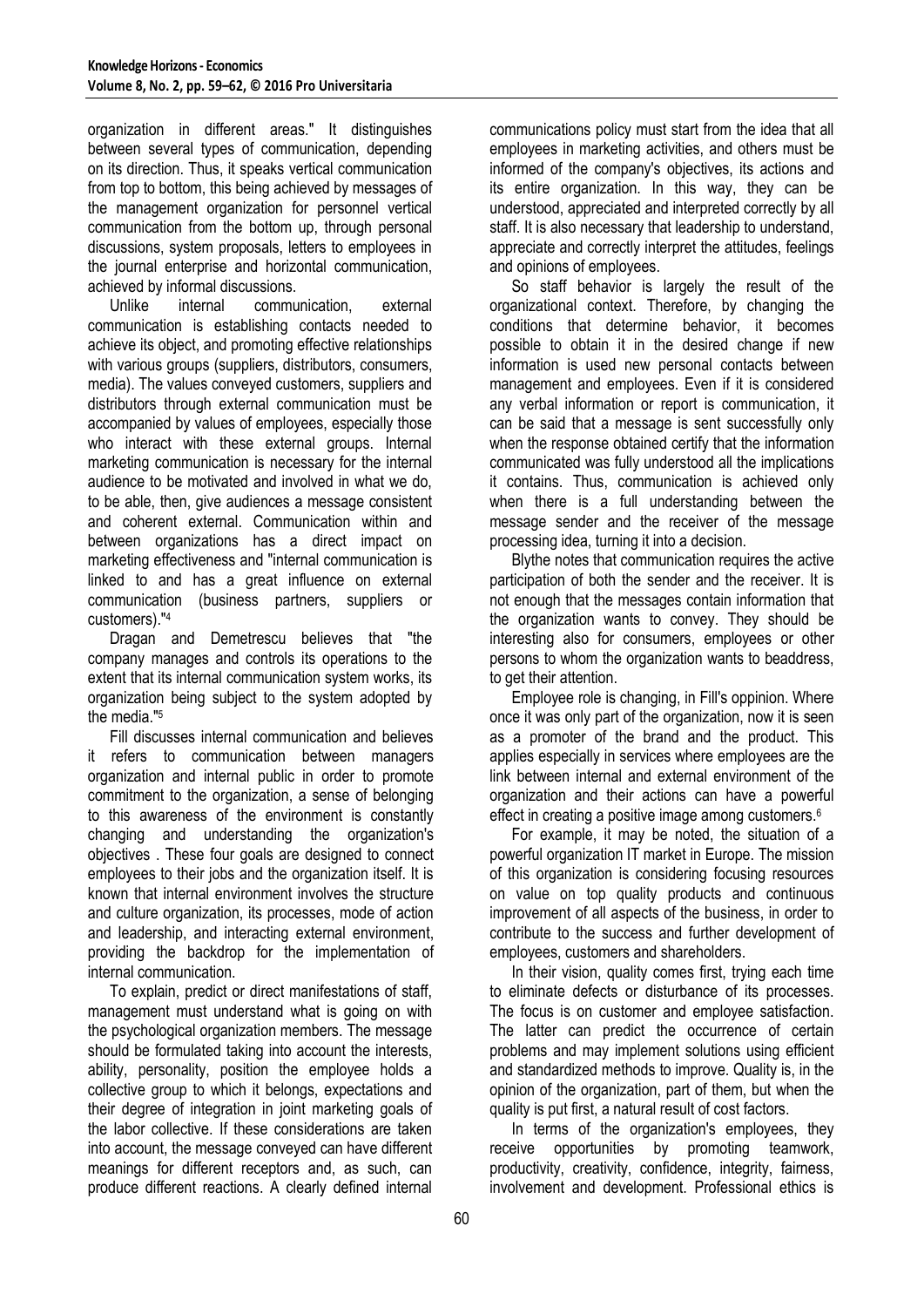organization in different areas." It distinguishes between several types of communication, depending on its direction. Thus, it speaks vertical communication from top to bottom, this being achieved by messages of the management organization for personnel vertical communication from the bottom up, through personal discussions, system proposals, letters to employees in the journal enterprise and horizontal communication, achieved by informal discussions.

Unlike internal communication, external communication is establishing contacts needed to achieve its object, and promoting effective relationships with various groups (suppliers, distributors, consumers, media). The values conveyed customers, suppliers and distributors through external communication must be accompanied by values of employees, especially those who interact with these external groups. Internal marketing communication is necessary for the internal audience to be motivated and involved in what we do, to be able, then, give audiences a message consistent and coherent external. Communication within and between organizations has a direct impact on marketing effectiveness and "internal communication is linked to and has a great influence on external communication (business partners, suppliers or customers)."[4]

Dragan and Demetrescu believes that "the company manages and controls its operations to the extent that its internal communication system works, its organization being subject to the system adopted by the media."[5]

Fill discusses internal communication and believes it refers to communication between managers organization and internal public in order to promote commitment to the organization, a sense of belonging to this awareness of the environment is constantly changing and understanding the organization's objectives . These four goals are designed to connect employees to their jobs and the organization itself. It is known that internal environment involves the structure and culture organization, its processes, mode of action and leadership, and interacting external environment, providing the backdrop for the implementation of internal communication.

To explain, predict or direct manifestations of staff, management must understand what is going on with the psychological organization members. The message should be formulated taking into account the interests, ability, personality, position the employee holds a collective group to which it belongs, expectations and their degree of integration in joint marketing goals of the labor collective. If these considerations are taken into account, the message conveyed can have different meanings for different receptors and, as such, can produce different reactions. A clearly defined internal communications policy must start from the idea that all employees in marketing activities, and others must be informed of the company's objectives, its actions and its entire organization. In this way, they can be understood, appreciated and interpreted correctly by all staff. It is also necessary that leadership to understand, appreciate and correctly interpret the attitudes, feelings and opinions of employees.

So staff behavior is largely the result of the organizational context. Therefore, by changing the conditions that determine behavior, it becomes possible to obtain it in the desired change if new information is used new personal contacts between management and employees. Even if it is considered any verbal information or report is communication, it can be said that a message is sent successfully only when the response obtained certify that the information communicated was fully understood all the implications it contains. Thus, communication is achieved only when there is a full understanding between the message sender and the receiver of the message processing idea, turning it into a decision.

Blythe notes that communication requires the active participation of both the sender and the receiver. It is not enough that the messages contain information that the organization wants to convey. They should be interesting also for consumers, employees or other persons to whom the organization wants to beaddress, to get their attention.

Employee role is changing, in Fill's oppinion. Where once it was only part of the organization, now it is seen as a promoter of the brand and the product. This applies especially in services where employees are the link between internal and external environment of the organization and their actions can have a powerful effect in creating a positive image among customers.[6]

For example, it may be noted, the situation of a powerful organization IT market in Europe. The mission of this organization is considering focusing resources on value on top quality products and continuous improvement of all aspects of the business, in order to contribute to the success and further development of employees, customers and shareholders.

In their vision, quality comes first, trying each time to eliminate defects or disturbance of its processes. The focus is on customer and employee satisfaction. The latter can predict the occurrence of certain problems and may implement solutions using efficient and standardized methods to improve. Quality is, in the opinion of the organization, part of them, but when the quality is put first, a natural result of cost factors.

In terms of the organization's employees, they receive opportunities by promoting teamwork, productivity, creativity, confidence, integrity, fairness, involvement and development. Professional ethics is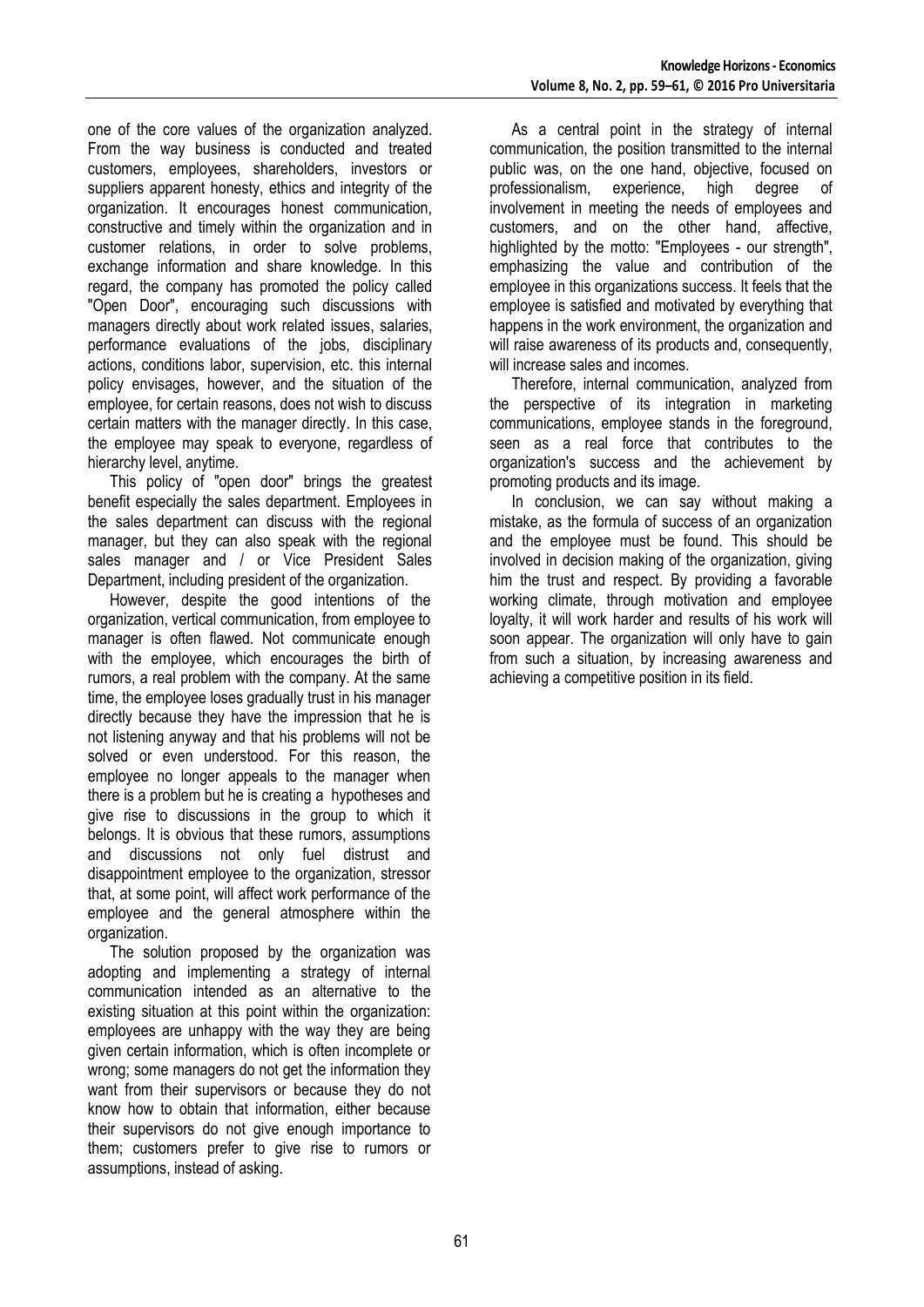one of the core values of the organization analyzed. From the way business is conducted and treated customers, employees, shareholders, investors or suppliers apparent honesty, ethics and integrity of the organization. It encourages honest communication, constructive and timely within the organization and in customer relations, in order to solve problems, exchange information and share knowledge. In this regard, the company has promoted the policy called "Open Door", encouraging such discussions with managers directly about work related issues, salaries, performance evaluations of the jobs, disciplinary actions, conditions labor, supervision, etc. this internal policy envisages, however, and the situation of the employee, for certain reasons, does not wish to discuss certain matters with the manager directly. In this case, the employee may speak to everyone, regardless of hierarchy level, anytime.

This policy of "open door" brings the greatest benefit especially the sales department. Employees in the sales department can discuss with the regional manager, but they can also speak with the regional sales manager and / or Vice President Sales Department, including president of the organization.

However, despite the good intentions of the organization, vertical communication, from employee to manager is often flawed. Not communicate enough with the employee, which encourages the birth of rumors, a real problem with the company. At the same time, the employee loses gradually trust in his manager directly because they have the impression that he is not listening anyway and that his problems will not be solved or even understood. For this reason, the employee no longer appeals to the manager when there is a problem but he is creating a hypotheses and give rise to discussions in the group to which it belongs. It is obvious that these rumors, assumptions and discussions not only fuel distrust and disappointment employee to the organization, stressor that, at some point, will affect work performance of the employee and the general atmosphere within the organization.

The solution proposed by the organization was adopting and implementing a strategy of internal communication intended as an alternative to the existing situation at this point within the organization: employees are unhappy with the way they are being given certain information, which is often incomplete or wrong; some managers do not get the information they want from their supervisors or because they do not know how to obtain that information, either because their supervisors do not give enough importance to them; customers prefer to give rise to rumors or assumptions, instead of asking.

As a central point in the strategy of internal communication, the position transmitted to the internal public was, on the one hand, objective, focused on professionalism, experience, high degree of involvement in meeting the needs of employees and customers, and on the other hand, affective, highlighted by the motto: "Employees - our strength", emphasizing the value and contribution of the employee in this organizations success. It feels that the employee is satisfied and motivated by everything that happens in the work environment, the organization and will raise awareness of its products and, consequently, will increase sales and incomes.

Therefore, internal communication, analyzed from the perspective of its integration in marketing communications, employee stands in the foreground, seen as a real force that contributes to the organization's success and the achievement by promoting products and its image.

In conclusion, we can say without making a mistake, as the formula of success of an organization and the employee must be found. This should be involved in decision making of the organization, giving him the trust and respect. By providing a favorable working climate, through motivation and employee loyalty, it will work harder and results of his work will soon appear. The organization will only have to gain from such a situation, by increasing awareness and achieving a competitive position in its field.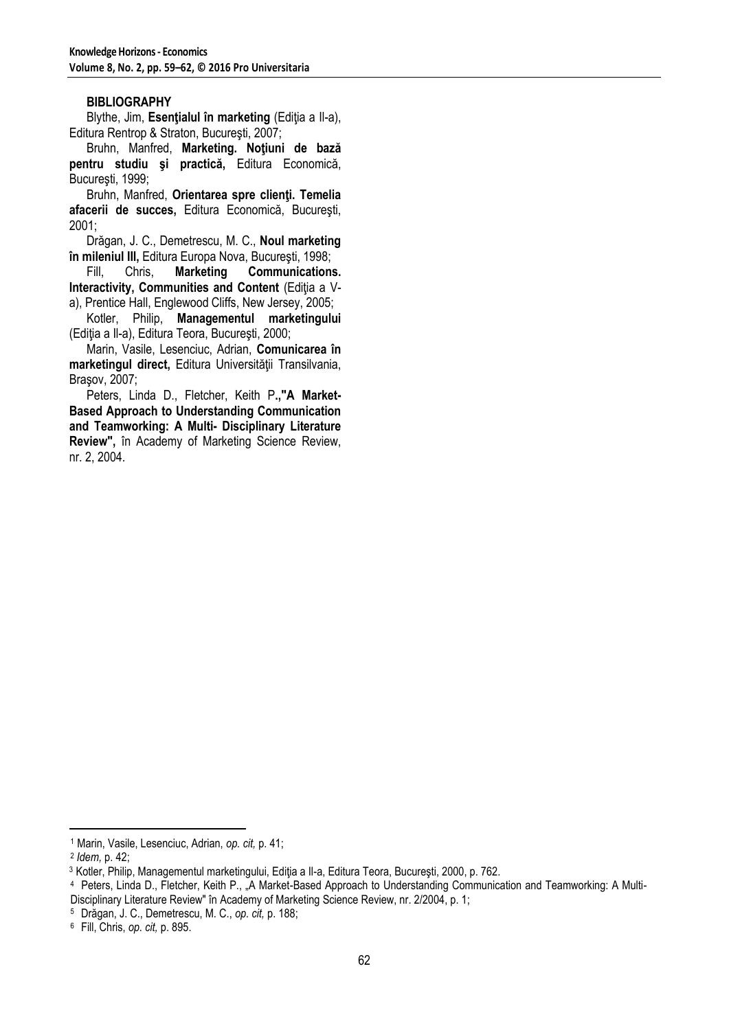## BIBLIOGRAPHY

Blythe, Jim, **Esenţialul în marketing** (Ediţia a II-a), Editura Rentrop & Straton, Bucureşti, 2007;

Bruhn, Manfred, **Marketing. Noţiuni de bază pentru studiu şi practică,** Editura Economică, Bucureşti, 1999;

Bruhn, Manfred, **Orientarea spre clienţi. Temelia afacerii de succes,** Editura Economică, Bucureşti, 2001;

Drăgan, J. C., Demetrescu, M. C., **Noul marketing în mileniul III,** Editura Europa Nova, Bucureşti, 1998;

Fill, Chris, **Marketing Communications. Interactivity, Communities and Content** (Ediţia a V-a), Prentice Hall, Englewood Cliffs, New Jersey, 2005;

Kotler, Philip, **Managementul marketingului** (Ediţia a II-a), Editura Teora, Bucureşti, 2000;

Marin, Vasile, Lesenciuc, Adrian, **Comunicarea în marketingul direct,** Editura Universităţii Transilvania, Braşov, 2007;

Peters, Linda D., Fletcher, Keith P**.,"A Market-Based Approach to Understanding Communication and Teamworking: A Multi- Disciplinary Literature Review",** în Academy of Marketing Science Review, nr. 2, 2004.

---

[1] Marin, Vasile, Lesenciuc, Adrian, *op. cit,* p. 41;

[2] *Idem,* p. 42;

[3] Kotler, Philip, Managementul marketingului, Ediţia a II-a, Editura Teora, Bucureşti, 2000, p. 762.

[4] Peters, Linda D., Fletcher, Keith P., „A Market-Based Approach to Understanding Communication and Teamworking: A Multi-Disciplinary Literature Review" în Academy of Marketing Science Review, nr. 2/2004, p. 1;

[5] Drăgan, J. C., Demetrescu, M. C., *op. cit,* p. 188;

[6] Fill, Chris, *op. cit,* p. 895.